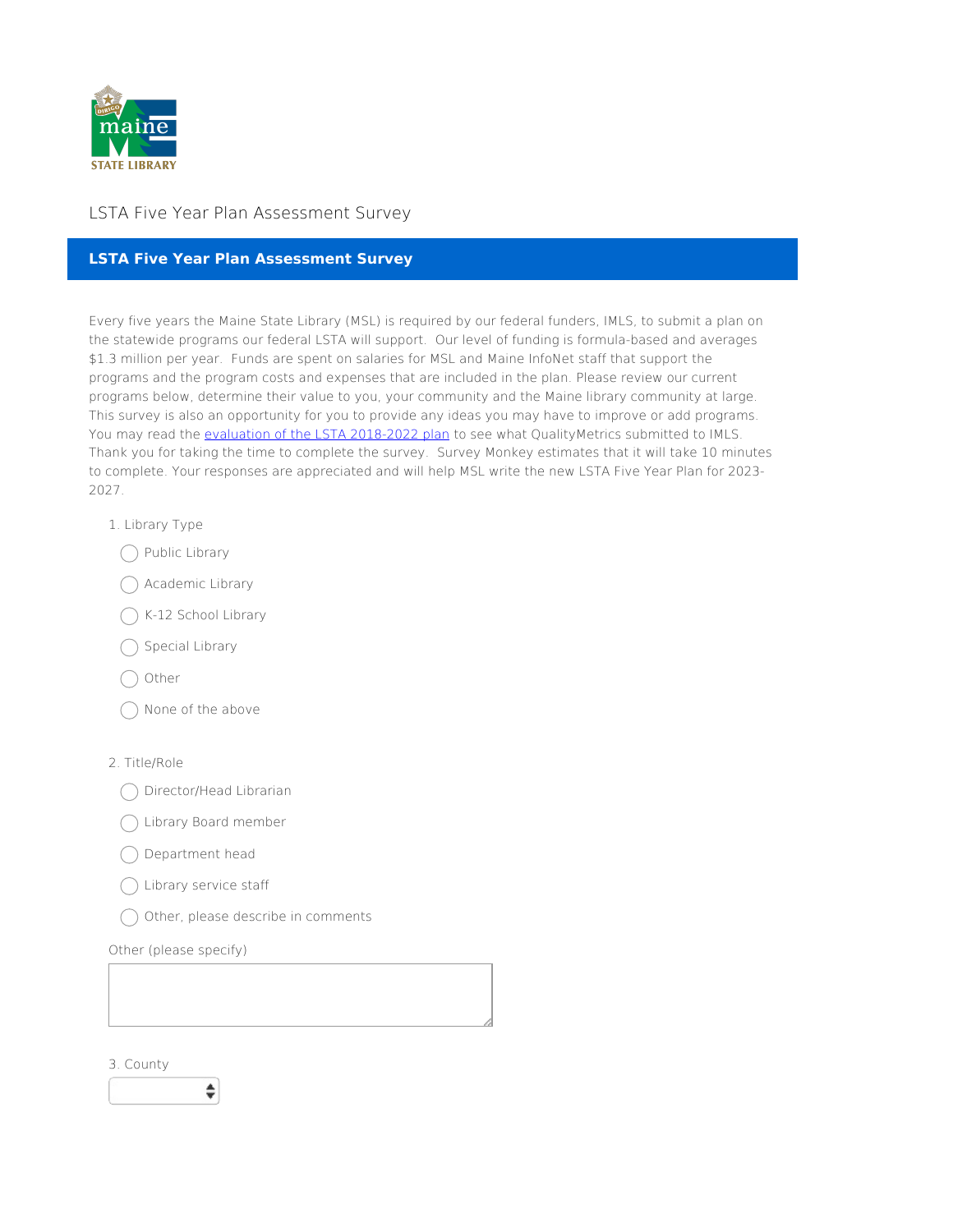LSTA Five Year Plan Assessment Survey

## LSTA Five Year Plan Assessment Survey

Every five years the Maine State Library (MSL) is required by our federal funders, IMLS, to submit a plan on the statewide programs our federal LSTA will support. Our level of funding is formula-based and averages $1.3 million per year. Funds are spent on salaries for MSL and Maine InfoNet staff that support the programs and the program costs and expenses that are included in the plan. Please review our current programs below, determine their value to you, your community and the Maine library community at large. This survey is also an opportunity for you to provide any ideas you may have to improve or add programs. You may read the evaluation of the LSTA 2018-2022 plan to see what QualityMetrics submitted to IMLS. Thank you for taking the time to complete the survey. Survey Monkey estimates that it will take 10 minutes to complete. Your responses are appreciated and will help MSL write the new LSTA Five Year Plan for 2023-2027.

1. Library Type

- ◯ Public Library
- ◯ Academic Library
- ◯ K-12 School Library
- ◯ Special Library
- ◯ Other
- ◯ None of the above

2. Title/Role

- ◯ Director/Head Librarian
- ◯ Library Board member
- ◯ Department head
- ◯ Library service staff
- ◯ Other, please describe in comments

Other (please specify)

3. County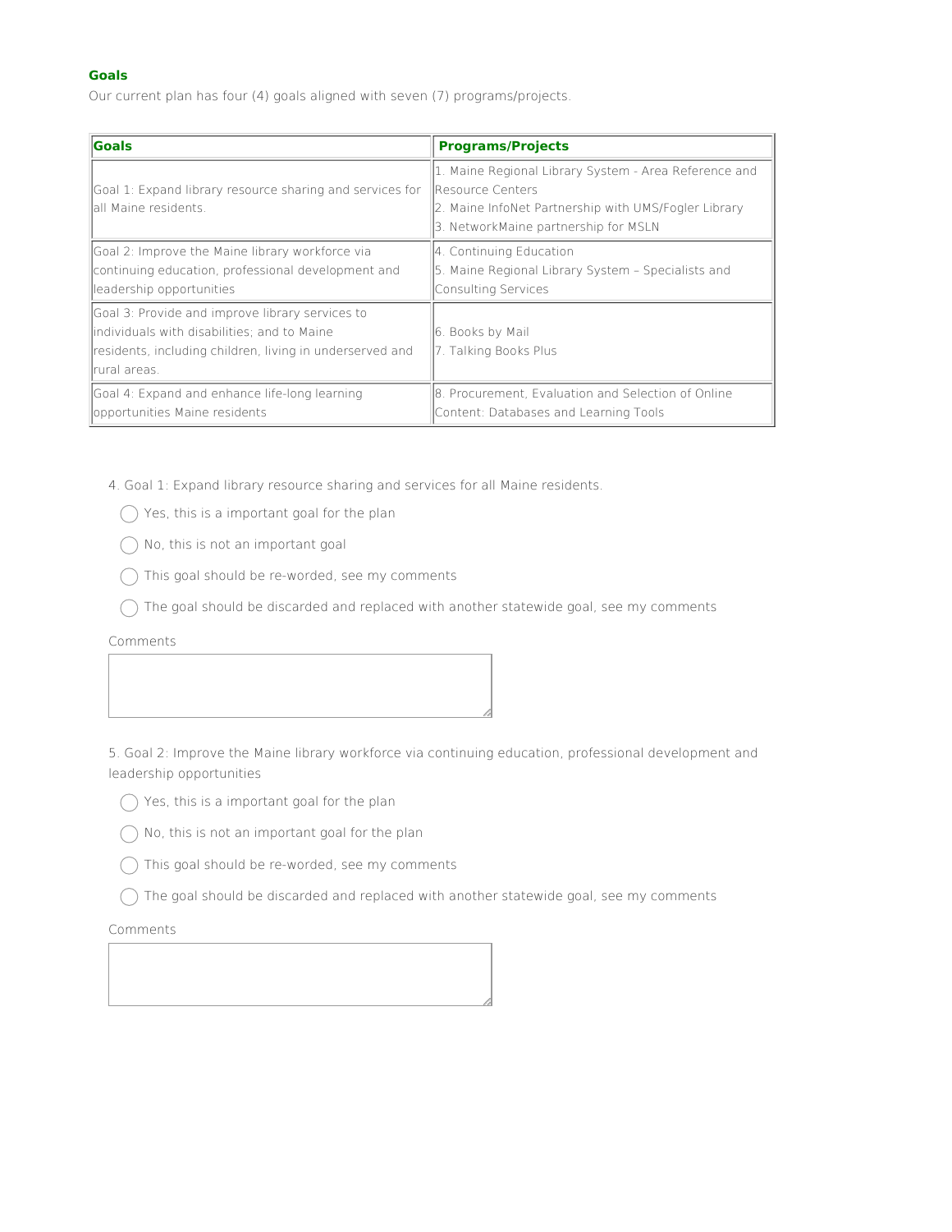**Goals**

Our current plan has four (4) goals aligned with seven (7) programs/projects.

| Goals | Programs/Projects |
| --- | --- |
| Goal 1: Expand library resource sharing and services for all Maine residents. | 1. Maine Regional Library System - Area Reference and Resource Centers<br>2. Maine InfoNet Partnership with UMS/Fogler Library<br>3. NetworkMaine partnership for MSLN |
| Goal 2: Improve the Maine library workforce via continuing education, professional development and leadership opportunities | 4. Continuing Education<br>5. Maine Regional Library System – Specialists and Consulting Services |
| Goal 3: Provide and improve library services to individuals with disabilities; and to Maine residents, including children, living in underserved and rural areas. | 6. Books by Mail<br>7. Talking Books Plus |
| Goal 4: Expand and enhance life-long learning opportunities Maine residents | 8. Procurement, Evaluation and Selection of Online Content: Databases and Learning Tools |

4. Goal 1: Expand library resource sharing and services for all Maine residents.

- ◯ Yes, this is a important goal for the plan
- ◯ No, this is not an important goal
- ◯ This goal should be re-worded, see my comments
- ◯ The goal should be discarded and replaced with another statewide goal, see my comments

Comments

5. Goal 2: Improve the Maine library workforce via continuing education, professional development and leadership opportunities

- ◯ Yes, this is a important goal for the plan
- ◯ No, this is not an important goal for the plan
- ◯ This goal should be re-worded, see my comments
- ◯ The goal should be discarded and replaced with another statewide goal, see my comments

Comments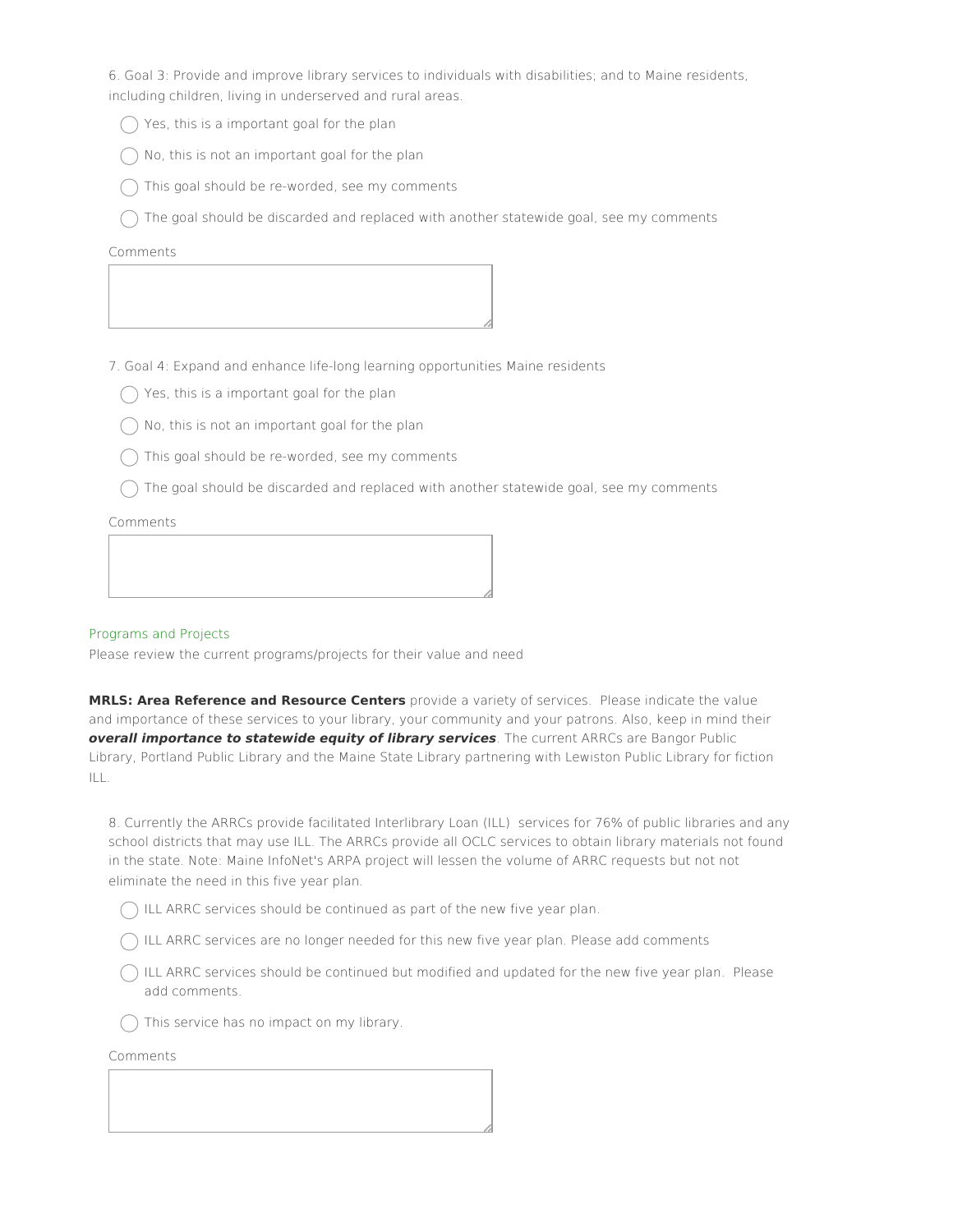6. Goal 3: Provide and improve library services to individuals with disabilities; and to Maine residents, including children, living in underserved and rural areas.

- ◯ Yes, this is a important goal for the plan
- ◯ No, this is not an important goal for the plan
- ◯ This goal should be re-worded, see my comments
- ◯ The goal should be discarded and replaced with another statewide goal, see my comments

Comments

7. Goal 4: Expand and enhance life-long learning opportinities Maine residents

- ◯ Yes, this is a important goal for the plan
- ◯ No, this is not an important goal for the plan
- ◯ This goal should be re-worded, see my comments
- ◯ The goal should be discarded and replaced with another statewide goal, see my comments

Comments

## Programs and Projects

Please review the current programs/projects for their value and need

**MRLS: Area Reference and Resource Centers** provide a variety of services. Please indicate the value and importance of these services to your library, your community and your patrons. Also, keep in mind their ***overall importance to statewide equity of library services***. The current ARRCs are Bangor Public Library, Portland Public Library and the Maine State Library partnering with Lewiston Public Library for fiction ILL.

8. Currently the ARRCs provide facilitated Interlibrary Loan (ILL) services for 76% of public libraries and any school districts that may use ILL. The ARRCs provide all OCLC services to obtain library materials not found in the state. Note: Maine InfoNet's ARPA project will lessen the volume of ARRC requests but not not eliminate the need in this five year plan.

- ◯ ILL ARRC services should be continued as part of the new five year plan.
- ◯ ILL ARRC services are no longer needed for this new five year plan. Please add comments
- ◯ ILL ARRC services should be continued but modified and updated for the new five year plan. Please add comments.
- ◯ This service has no impact on my library.

Comments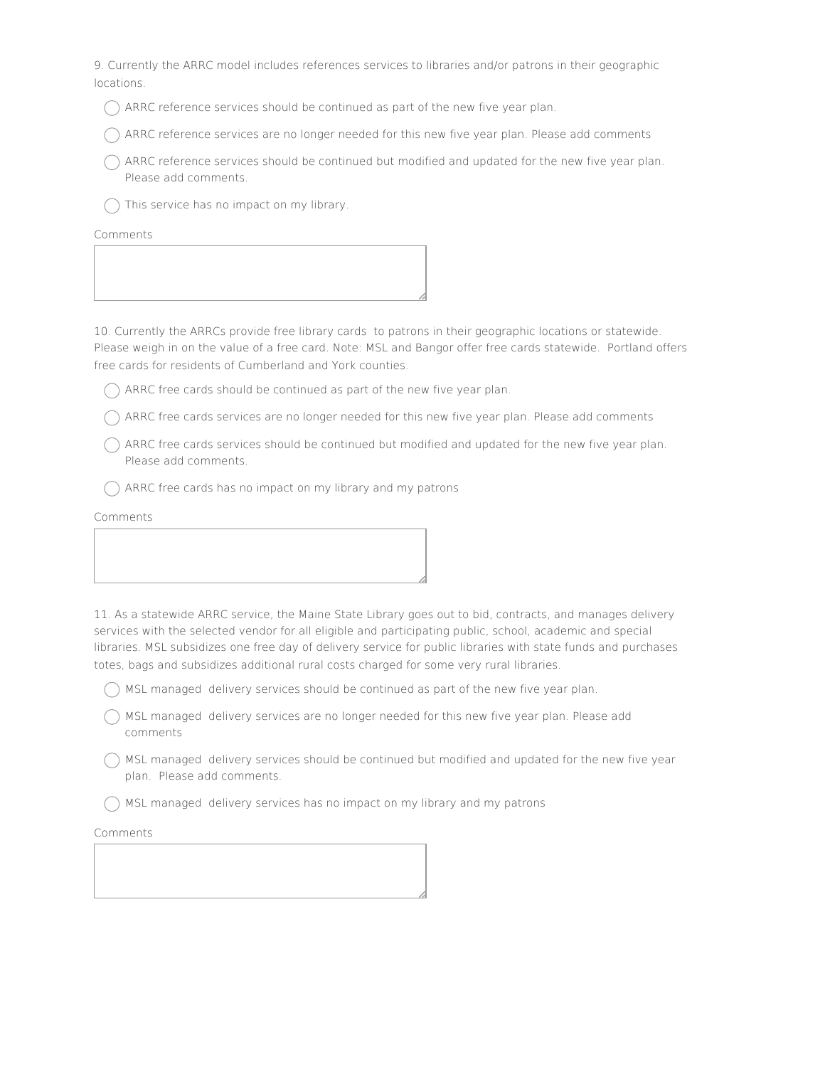9. Currently the ARRC model includes references services to libraries and/or patrons in their geographic locations.

- ◯ ARRC reference services should be continued as part of the new five year plan.
- ◯ ARRC reference services are no longer needed for this new five year plan. Please add comments
- ◯ ARRC reference services should be continued but modified and updated for the new five year plan. Please add comments.
- ◯ This service has no impact on my library.

Comments

10. Currently the ARRCs provide free library cards to patrons in their geographic locations or statewide. Please weigh in on the value of a free card. Note: MSL and Bangor offer free cards statewide. Portland offers free cards for residents of Cumberland and York counties.

- ◯ ARRC free cards should be continued as part of the new five year plan.
- ◯ ARRC free cards services are no longer needed for this new five year plan. Please add comments
- ◯ ARRC free cards services should be continued but modified and updated for the new five year plan. Please add comments.
- ◯ ARRC free cards has no impact on my library and my patrons

Comments

11. As a statewide ARRC service, the Maine State Library goes out to bid, contracts, and manages delivery services with the selected vendor for all eligible and participating public, school, academic and special libraries. MSL subsidizes one free day of delivery service for public libraries with state funds and purchases totes, bags and subsidizes additional rural costs charged for some very rural libraries.

- ◯ MSL managed delivery services should be continued as part of the new five year plan.
- ◯ MSL managed delivery services are no longer needed for this new five year plan. Please add comments
- ◯ MSL managed delivery services should be continued but modified and updated for the new five year plan. Please add comments.
- ◯ MSL managed delivery services has no impact on my library and my patrons

Comments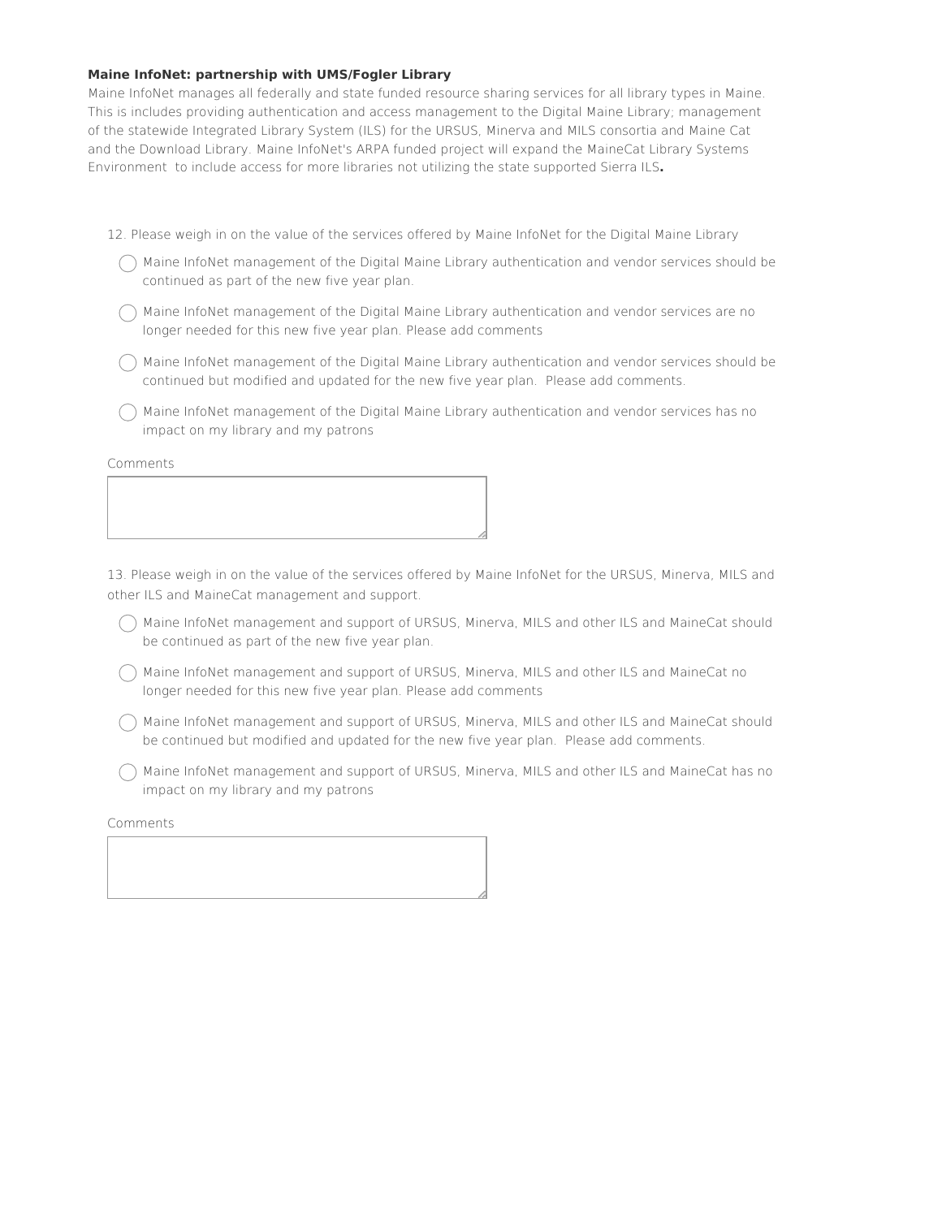**Maine InfoNet: partnership with UMS/Fogler Library**

Maine InfoNet manages all federally and state funded resource sharing services for all library types in Maine. This is includes providing authentication and access management to the Digital Maine Library; management of the statewide Integrated Library System (ILS) for the URSUS, Minerva and MILS consortia and Maine Cat and the Download Library. Maine InfoNet's ARPA funded project will expand the MaineCat Library Systems Environment to include access for more libraries not utilizing the state supported Sierra ILS**.**

12. Please weigh in on the value of the services offered by Maine InfoNet for the Digital Maine Library

- ◯ Maine InfoNet management of the Digital Maine Library authentication and vendor services should be continued as part of the new five year plan.
- ◯ Maine InfoNet management of the Digital Maine Library authentication and vendor services are no longer needed for this new five year plan. Please add comments
- ◯ Maine InfoNet management of the Digital Maine Library authentication and vendor services should be continued but modified and updated for the new five year plan. Please add comments.
- ◯ Maine InfoNet management of the Digital Maine Library authentication and vendor services has no impact on my library and my patrons

Comments

13. Please weigh in on the value of the services offered by Maine InfoNet for the URSUS, Minerva, MILS and other ILS and MaineCat management and support.

- ◯ Maine InfoNet management and support of URSUS, Minerva, MILS and other ILS and MaineCat should be continued as part of the new five year plan.
- ◯ Maine InfoNet management and support of URSUS, Minerva, MILS and other ILS and MaineCat no longer needed for this new five year plan. Please add comments
- ◯ Maine InfoNet management and support of URSUS, Minerva, MILS and other ILS and MaineCat should be continued but modified and updated for the new five year plan. Please add comments.
- ◯ Maine InfoNet management and support of URSUS, Minerva, MILS and other ILS and MaineCat has no impact on my library and my patrons

Comments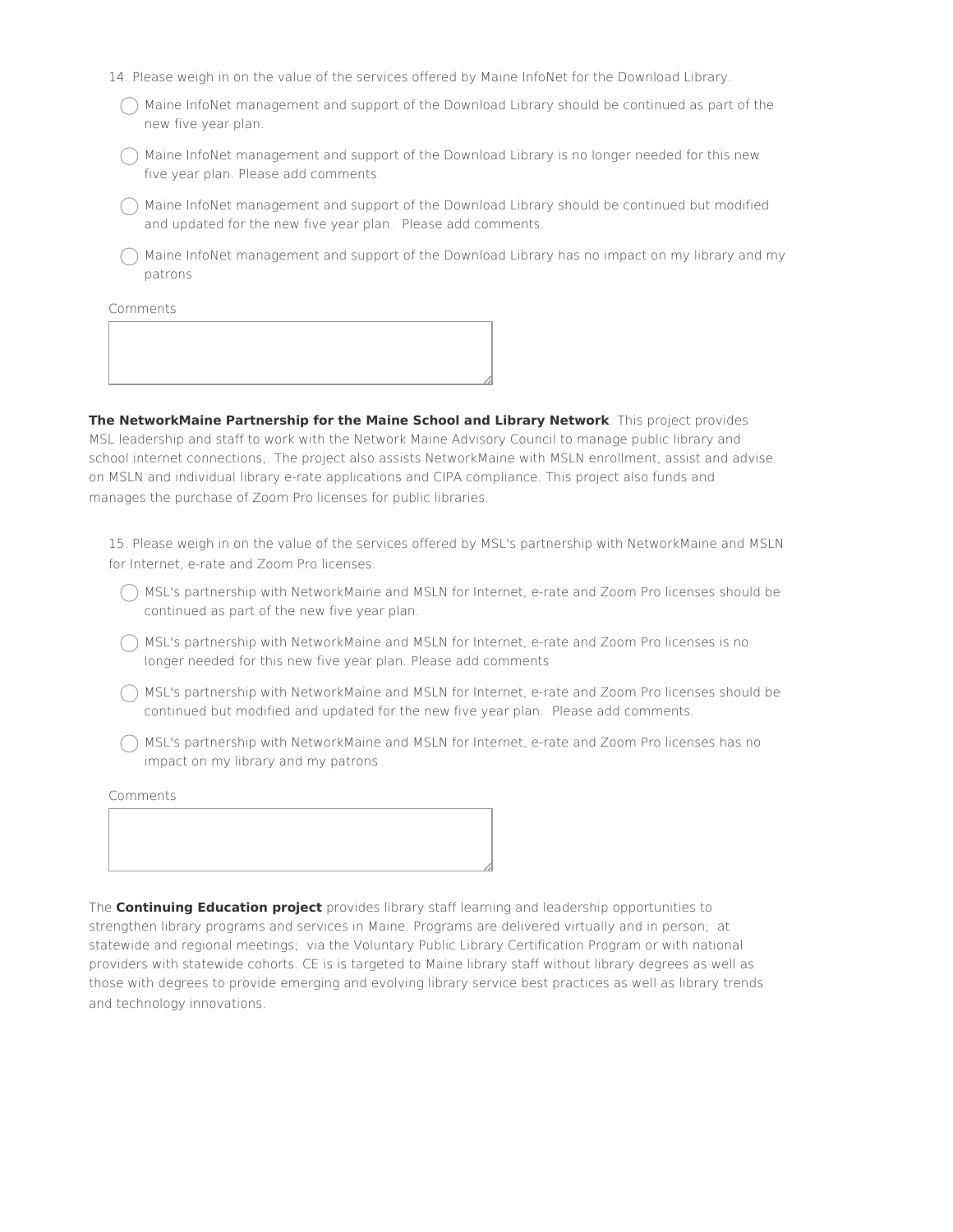14. Please weigh in on the value of the services offered by Maine InfoNet for the Download Library.

- ◯ Maine InfoNet management and support of the Download Library should be continued as part of the new five year plan.
- ◯ Maine InfoNet management and support of the Download Library is no longer needed for this new five year plan. Please add comments
- ◯ Maine InfoNet management and support of the Download Library should be continued but modified and updated for the new five year plan. Please add comments.
- ◯ Maine InfoNet management and support of the Download Library has no impact on my library and my patrons

Comments

**The NetworkMaine Partnership for the Maine School and Library Network**. This project provides MSL leadership and staff to work with the Network Maine Advisory Council to manage public library and school internet connections,. The project also assists NetworkMaine with MSLN enrollment, assist and advise on MSLN and individual library e-rate applications and CIPA compliance. This project also funds and manages the purchase of Zoom Pro licenses for public libraries.

15. Please weigh in on the value of the services offered by MSL's partnership with NetworkMaine and MSLN for Internet, e-rate and Zoom Pro licenses.

- ◯ MSL's partnership with NetworkMaine and MSLN for Internet, e-rate and Zoom Pro licenses should be continued as part of the new five year plan.
- ◯ MSL's partnership with NetworkMaine and MSLN for Internet, e-rate and Zoom Pro licenses is no longer needed for this new five year plan. Please add comments
- ◯ MSL's partnership with NetworkMaine and MSLN for Internet, e-rate and Zoom Pro licenses should be continued but modified and updated for the new five year plan. Please add comments.
- ◯ MSL's partnership with NetworkMaine and MSLN for Internet, e-rate and Zoom Pro licenses has no impact on my library and my patrons

Comments

The **Continuing Education project** provides library staff learning and leadership opportunities to strengthen library programs and services in Maine. Programs are delivered virtually and in person; at statewide and regional meetings; via the Voluntary Public Library Certification Program or with national providers with statewide cohorts. CE is is targeted to Maine library staff without library degrees as well as those with degrees to provide emerging and evolving library service best practices as well as library trends and technology innovations.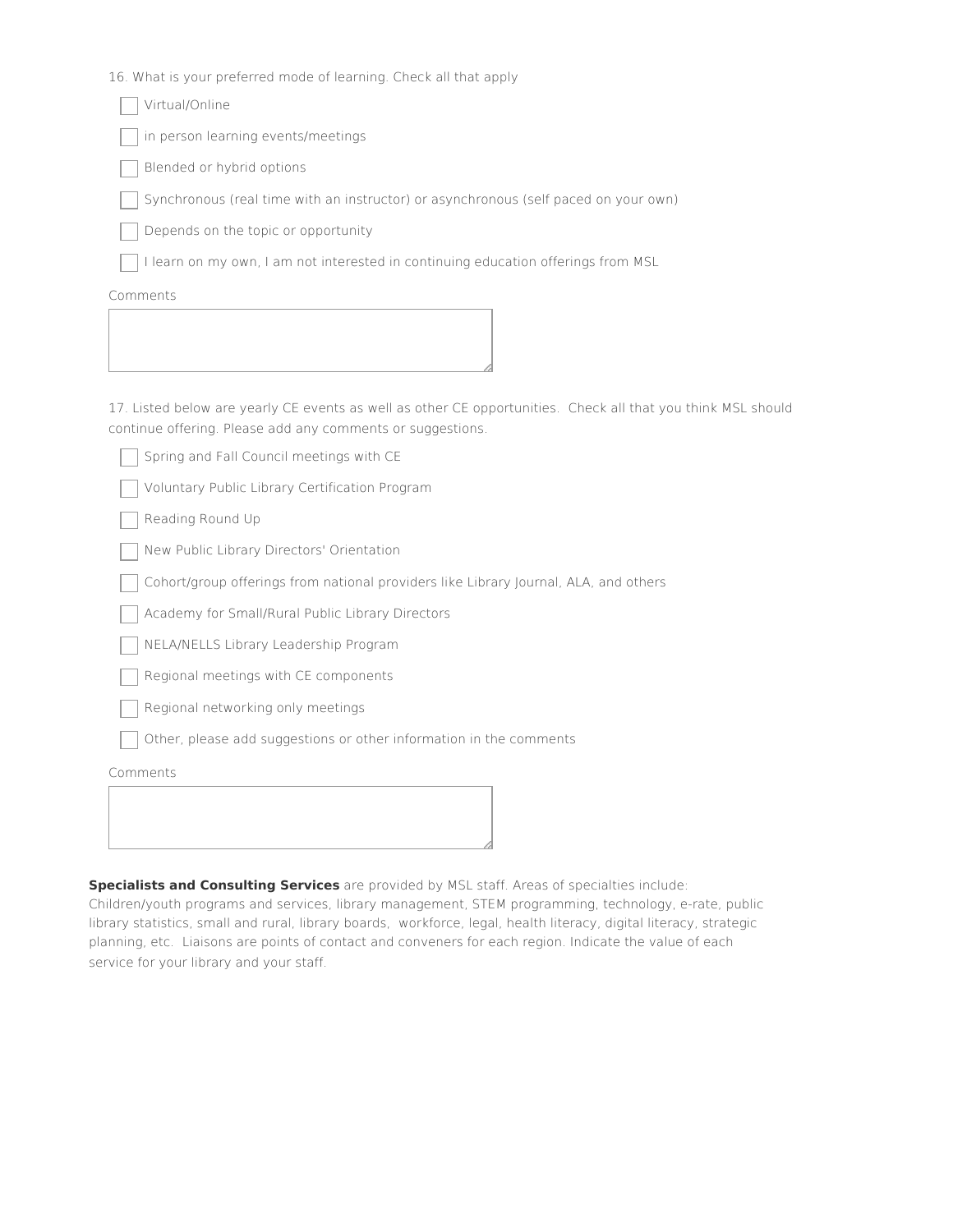16. What is your preferred mode of learning. Check all that apply

- [ ] Virtual/Online
- [ ] in person learning events/meetings
- [ ] Blended or hybrid options
- [ ] Synchronous (real time with an instructor) or asynchronous (self paced on your own)
- [ ] Depends on the topic or opportunity
- [ ] I learn on my own, I am not interested in continuing education offerings from MSL

Comments

17. Listed below are yearly CE events as well as other CE opportunities. Check all that you think MSL should continue offering. Please add any comments or suggestions.

- [ ] Spring and Fall Council meetings with CE
- [ ] Voluntary Public Library Certification Program
- [ ] Reading Round Up
- [ ] New Public Library Directors' Orientation
- [ ] Cohort/group offerings from national providers like Library Journal, ALA, and others
- [ ] Academy for Small/Rural Public Library Directors
- [ ] NELA/NELLS Library Leadership Program
- [ ] Regional meetings with CE components
- [ ] Regional networking only meetings
- [ ] Other, please add suggestions or other information in the comments

Comments

**Specialists and Consulting Services** are provided by MSL staff. Areas of specialties include: Children/youth programs and services, library management, STEM programming, technology, e-rate, public library statistics, small and rural, library boards, workforce, legal, health literacy, digital literacy, strategic planning, etc. Liaisons are points of contact and conveners for each region. Indicate the value of each service for your library and your staff.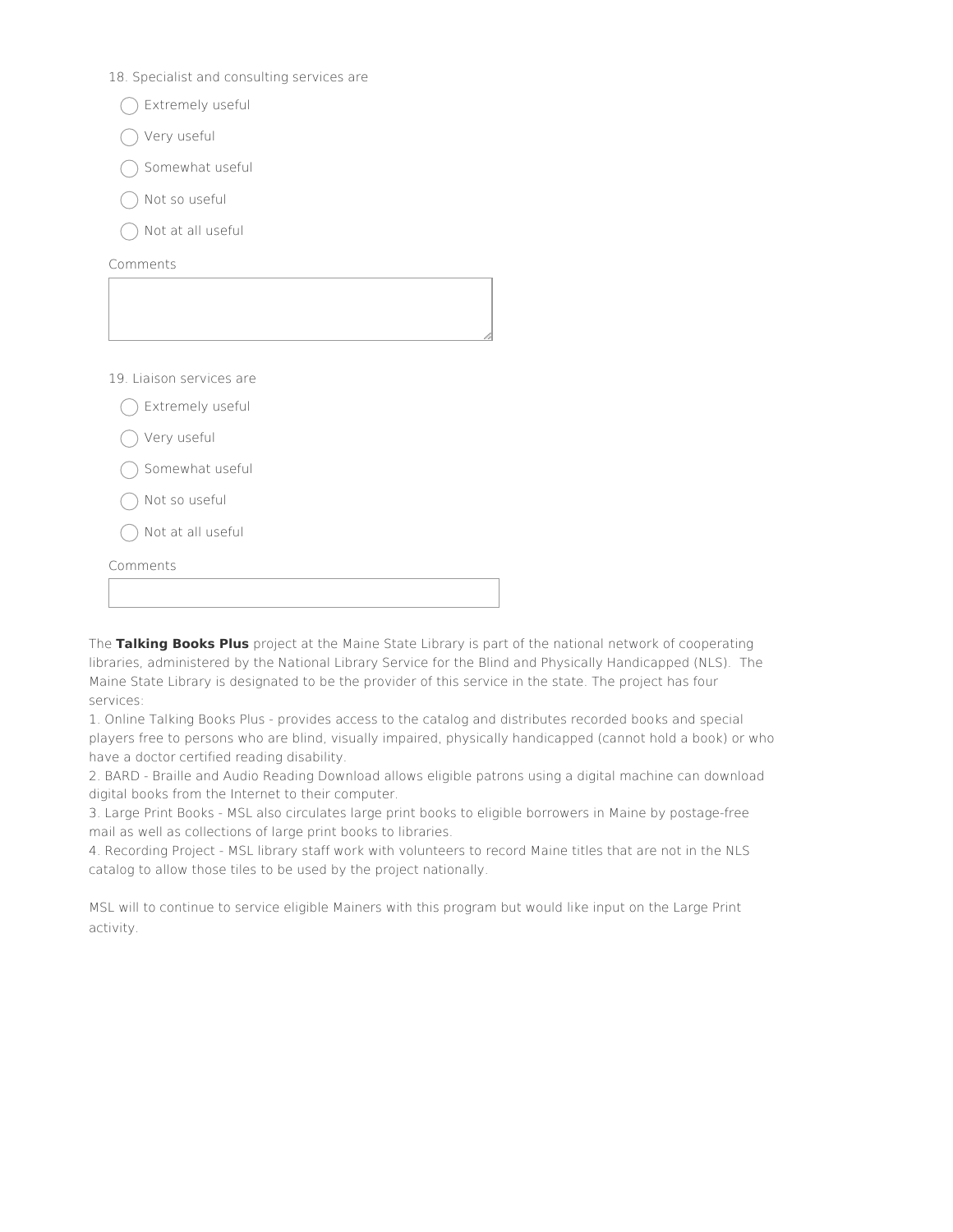18. Specialist and consulting services are

- Extremely useful
- Very useful
- Somewhat useful
- Not so useful
- Not at all useful

Comments

19. Liaison services are

- Extremely useful
- Very useful
- Somewhat useful
- Not so useful
- Not at all useful

Comments

The **Talking Books Plus** project at the Maine State Library is part of the national network of cooperating libraries, administered by the National Library Service for the Blind and Physically Handicapped (NLS). The Maine State Library is designated to be the provider of this service in the state. The project has four services:

1. Online Talking Books Plus - provides access to the catalog and distributes recorded books and special players free to persons who are blind, visually impaired, physically handicapped (cannot hold a book) or who have a doctor certified reading disability.
2. BARD - Braille and Audio Reading Download allows eligible patrons using a digital machine can download digital books from the Internet to their computer.
3. Large Print Books - MSL also circulates large print books to eligible borrowers in Maine by postage-free mail as well as collections of large print books to libraries.
4. Recording Project - MSL library staff work with volunteers to record Maine titles that are not in the NLS catalog to allow those tiles to be used by the project nationally.

MSL will to continue to service eligible Mainers with this program but would like input on the Large Print activity.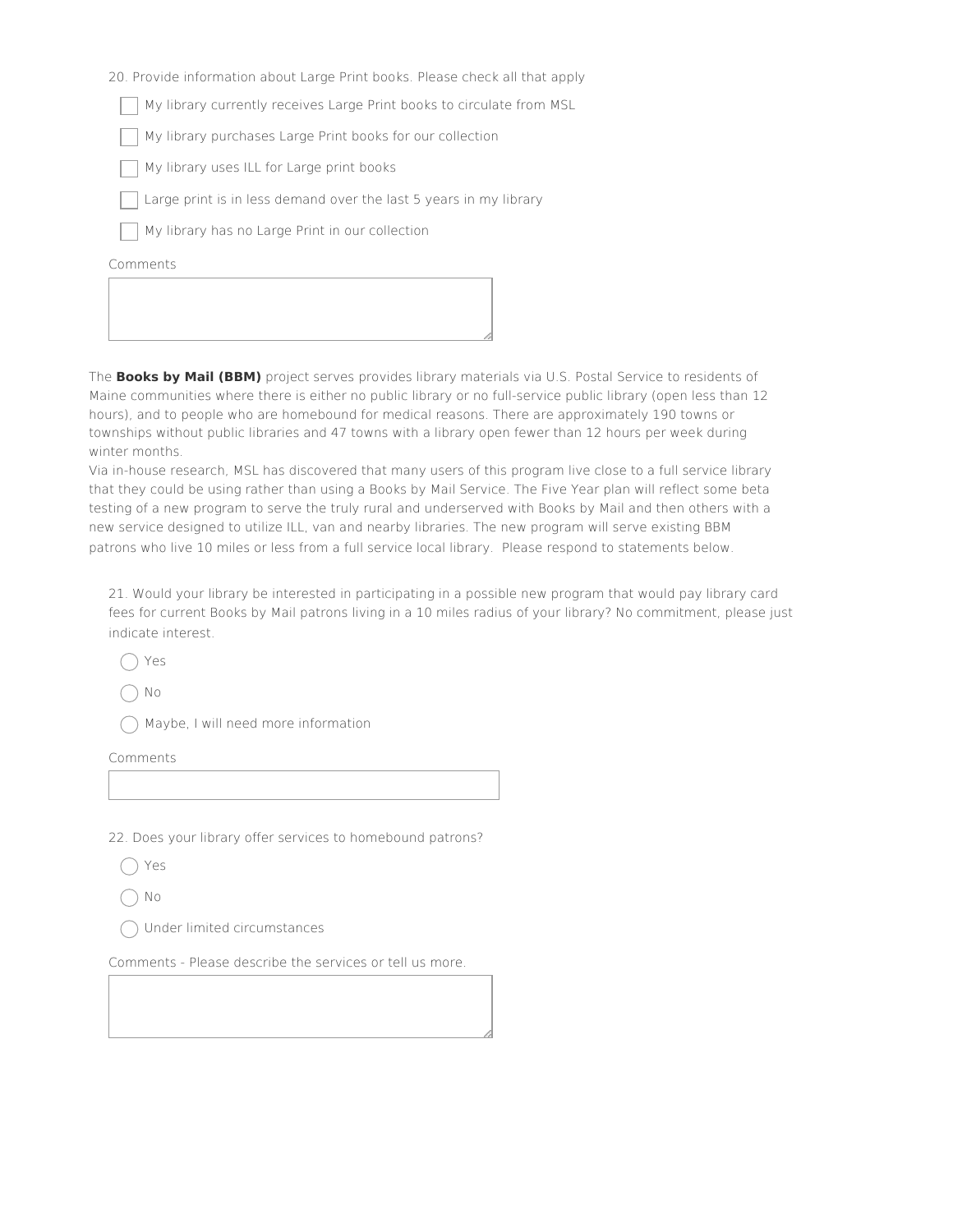20. Provide information about Large Print books. Please check all that apply

- [ ] My library currently receives Large Print books to circulate from MSL
- [ ] My library purchases Large Print books for our collection
- [ ] My library uses ILL for Large print books
- [ ] Large print is in less demand over the last 5 years in my library
- [ ] My library has no Large Print in our collection

Comments

The **Books by Mail (BBM)** project serves provides library materials via U.S. Postal Service to residents of Maine communities where there is either no public library or no full-service public library (open less than 12 hours), and to people who are homebound for medical reasons. There are approximately 190 towns or townships without public libraries and 47 towns with a library open fewer than 12 hours per week during winter months.

Via in-house research, MSL has discovered that many users of this program live close to a full service library that they could be using rather than using a Books by Mail Service. The Five Year plan will reflect some beta testing of a new program to serve the truly rural and underserved with Books by Mail and then others with a new service designed to utilize ILL, van and nearby libraries. The new program will serve existing BBM patrons who live 10 miles or less from a full service local library. Please respond to statements below.

21. Would your library be interested in participating in a possible new program that would pay library card fees for current Books by Mail patrons living in a 10 miles radius of your library? No commitment, please just indicate interest.

- ◯ Yes
- ◯ No
- ◯ Maybe, I will need more information

Comments

22. Does your library offer services to homebound patrons?

- ◯ Yes
- ◯ No
- ◯ Under limited circumstances

Comments - Please describe the services or tell us more.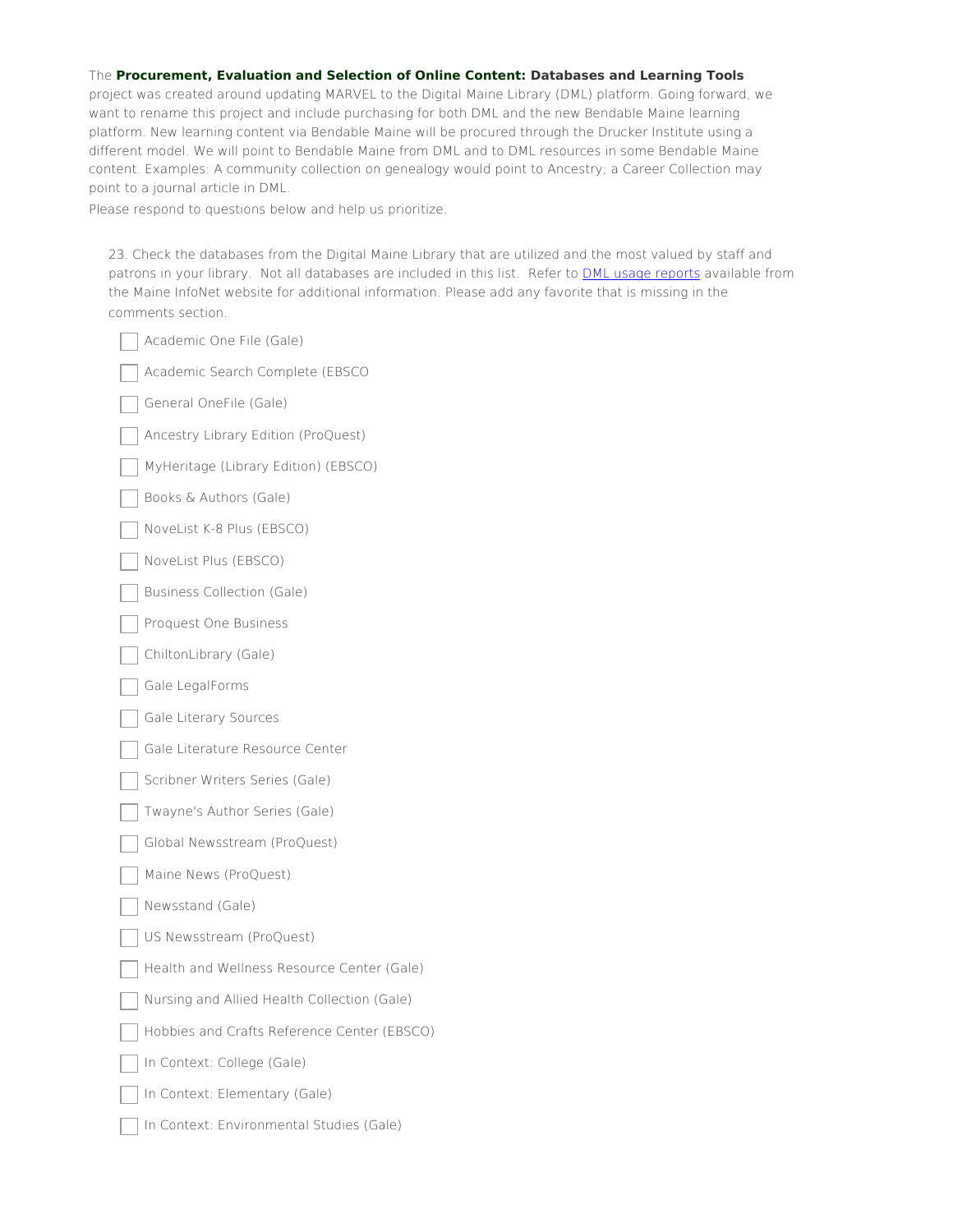The **Procurement, Evaluation and Selection of Online Content: Databases and Learning Tools** project was created around updating MARVEL to the Digital Maine Library (DML) platform. Going forward, we want to rename this project and include purchasing for both DML and the new Bendable Maine learning platform. New learning content via Bendable Maine will be procured through the Drucker Institute using a different model. We will point to Bendable Maine from DML and to DML resources in some Bendable Maine content. Examples: A community collection on genealogy would point to Ancestry; a Career Collection may point to a journal article in DML.

Please respond to questions below and help us prioritize.

23. Check the databases from the Digital Maine Library that are utilized and the most valued by staff and patrons in your library. Not all databases are included in this list. Refer to [DML usage reports]() available from the Maine InfoNet website for additional information. Please add any favorite that is missing in the comments section.

- [ ] Academic One File (Gale)
- [ ] Academic Search Complete (EBSCO
- [ ] General OneFile (Gale)
- [ ] Ancestry Library Edition (ProQuest)
- [ ] MyHeritage (Library Edition) (EBSCO)
- [ ] Books & Authors (Gale)
- [ ] NoveList K-8 Plus (EBSCO)
- [ ] NoveList Plus (EBSCO)
- [ ] Business Collection (Gale)
- [ ] Proquest One Business
- [ ] ChiltonLibrary (Gale)
- [ ] Gale LegalForms
- [ ] Gale Literary Sources
- [ ] Gale Literature Resource Center
- [ ] Scribner Writers Series (Gale)
- [ ] Twayne's Author Series (Gale)
- [ ] Global Newsstream (ProQuest)
- [ ] Maine News (ProQuest)
- [ ] Newsstand (Gale)
- [ ] US Newsstream (ProQuest)
- [ ] Health and Wellness Resource Center (Gale)
- [ ] Nursing and Allied Health Collection (Gale)
- [ ] Hobbies and Crafts Reference Center (EBSCO)
- [ ] In Context: College (Gale)
- [ ] In Context: Elementary (Gale)
- [ ] In Context: Environmental Studies (Gale)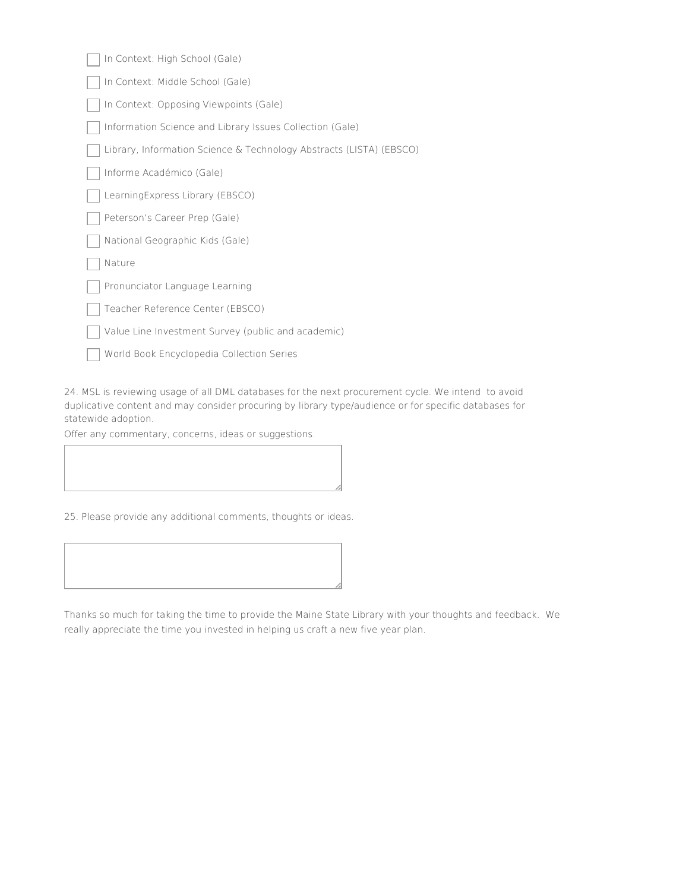- [ ] In Context: High School (Gale)
- [ ] In Context: Middle School (Gale)
- [ ] In Context: Opposing Viewpoints (Gale)
- [ ] Information Science and Library Issues Collection (Gale)
- [ ] Library, Information Science & Technology Abstracts (LISTA) (EBSCO)
- [ ] Informe Académico (Gale)
- [ ] LearningExpress Library (EBSCO)
- [ ] Peterson's Career Prep (Gale)
- [ ] National Geographic Kids (Gale)
- [ ] Nature
- [ ] Pronunciator Language Learning
- [ ] Teacher Reference Center (EBSCO)
- [ ] Value Line Investment Survey (public and academic)
- [ ] World Book Encyclopedia Collection Series

24. MSL is reviewing usage of all DML databases for the next procurement cycle. We intend to avoid duplicative content and may consider procuring by library type/audience or for specific databases for statewide adoption.
Offer any commentary, concerns, ideas or suggestions.

25. Please provide any additional comments, thoughts or ideas.

Thanks so much for taking the time to provide the Maine State Library with your thoughts and feedback. We really appreciate the time you invested in helping us craft a new five year plan.